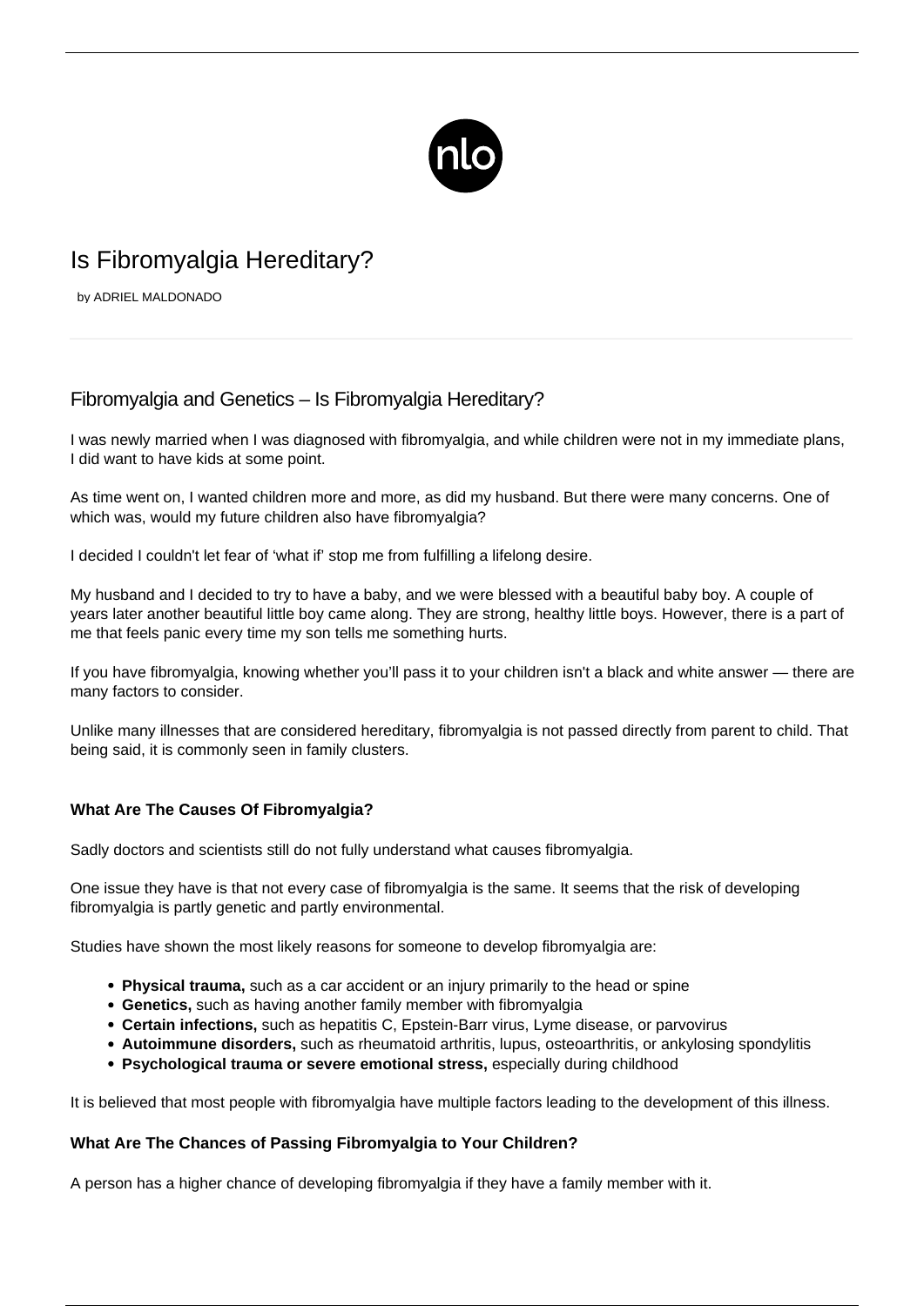# Is Fibromyalgia Hereditary?

by ADRIEL MALDONADO

## Fibromyalgia and Genetics – Is Fibromyalgia Hereditary?

I was newly married when I was diagnosed with fibromyalgia, and while children were not in my immediate plans, I did want to have kids at some point.

As time went on, I wanted children more and more, as did my husband. But there were many concerns. One of which was, would my future children also have fibromyalgia?

I decided I couldn't let fear of 'what if' stop me from fulfilling a lifelong desire.

My husband and I decided to try to have a baby, and we were blessed with a beautiful baby boy. A couple of years later another beautiful little boy came along. They are strong, healthy little boys. However, there is a part of me that feels panic every time my son tells me something hurts.

If you have fibromyalgia, knowing whether you'll pass it to your children isn't a black and white answer — there are many factors to consider.

Unlike many illnesses that are considered hereditary, fibromyalgia is not passed directly from parent to child. That being said, it is commonly seen in family clusters.

### What Are The Causes Of Fibromyalgia?

Sadly doctors and scientists still do not fully understand what causes fibromyalgia.

One issue they have is that not every case of fibromyalgia is the same. It seems that the risk of developing fibromyalgia is partly genetic and partly environmental.

Studies have shown the most likely reasons for someone to develop fibromyalgia are:

- **Physical trauma,** such as a car accident or an injury primarily to the head or spine
- **Genetics,** such as having another family member with fibromyalgia
- **Certain infections,** such as hepatitis C, Epstein-Barr virus, Lyme disease, or parvovirus
- **Autoimmune disorders,** such as rheumatoid arthritis, lupus, osteoarthritis, or ankylosing spondylitis
- **Psychological trauma or severe emotional stress,** especially during childhood

It is believed that most people with fibromyalgia have multiple factors leading to the development of this illness.

### What Are The Chances of Passing Fibromyalgia to Your Children?

A person has a higher chance of developing fibromyalgia if they have a family member with it.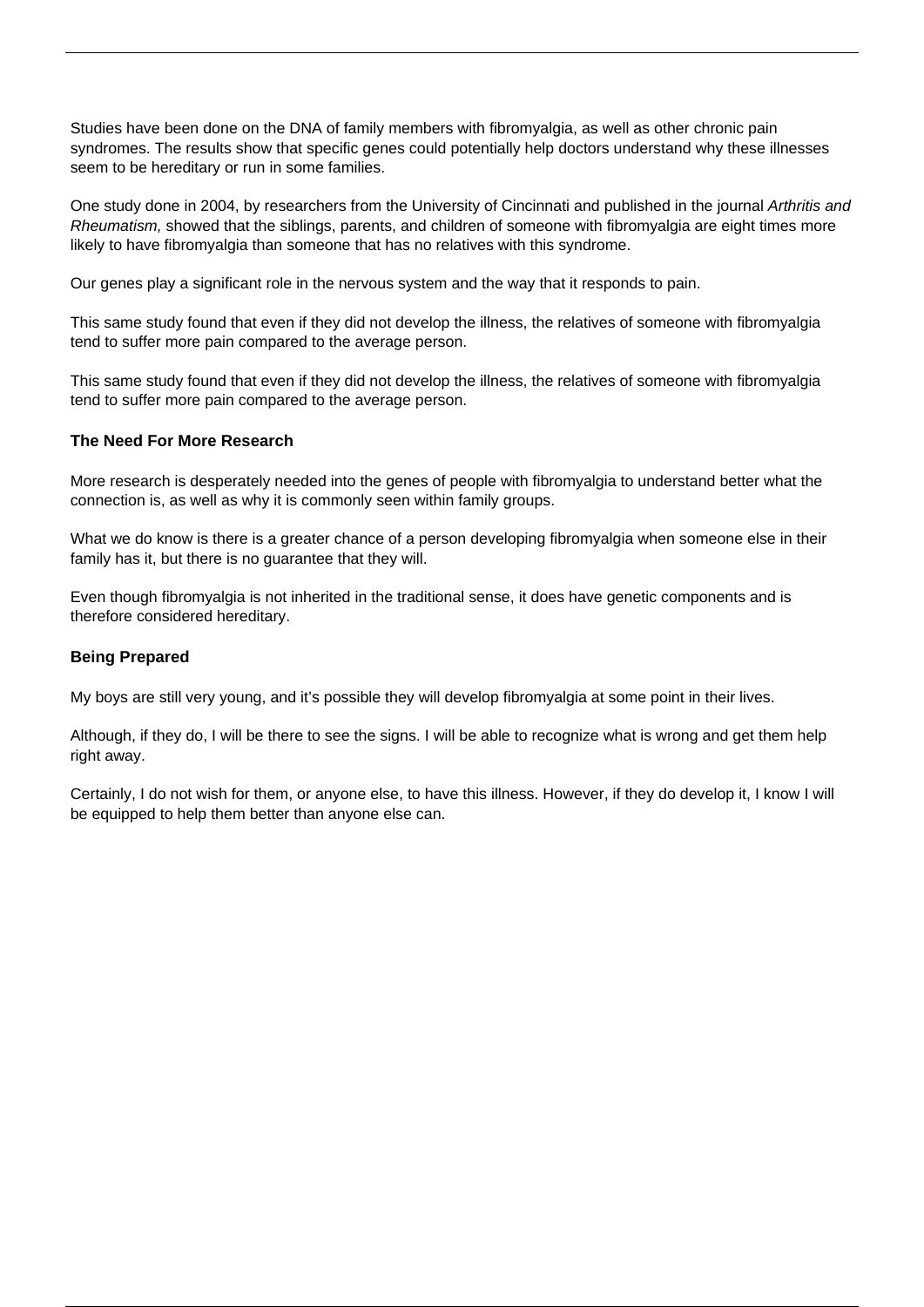Studies have been done on the DNA of family members with fibromyalgia, as well as other chronic pain syndromes. The results show that specific genes could potentially help doctors understand why these illnesses seem to be hereditary or run in some families.

One study done in 2004, by researchers from the University of Cincinnati and published in the journal *Arthritis and Rheumatism,* showed that the siblings, parents, and children of someone with fibromyalgia are eight times more likely to have fibromyalgia than someone that has no relatives with this syndrome.

Our genes play a significant role in the nervous system and the way that it responds to pain.

This same study found that even if they did not develop the illness, the relatives of someone with fibromyalgia tend to suffer more pain compared to the average person.

This same study found that even if they did not develop the illness, the relatives of someone with fibromyalgia tend to suffer more pain compared to the average person.

**The Need For More Research**

More research is desperately needed into the genes of people with fibromyalgia to understand better what the connection is, as well as why it is commonly seen within family groups.

What we do know is there is a greater chance of a person developing fibromyalgia when someone else in their family has it, but there is no guarantee that they will.

Even though fibromyalgia is not inherited in the traditional sense, it does have genetic components and is therefore considered hereditary.

**Being Prepared**

My boys are still very young, and it's possible they will develop fibromyalgia at some point in their lives.

Although, if they do, I will be there to see the signs. I will be able to recognize what is wrong and get them help right away.

Certainly, I do not wish for them, or anyone else, to have this illness. However, if they do develop it, I know I will be equipped to help them better than anyone else can.